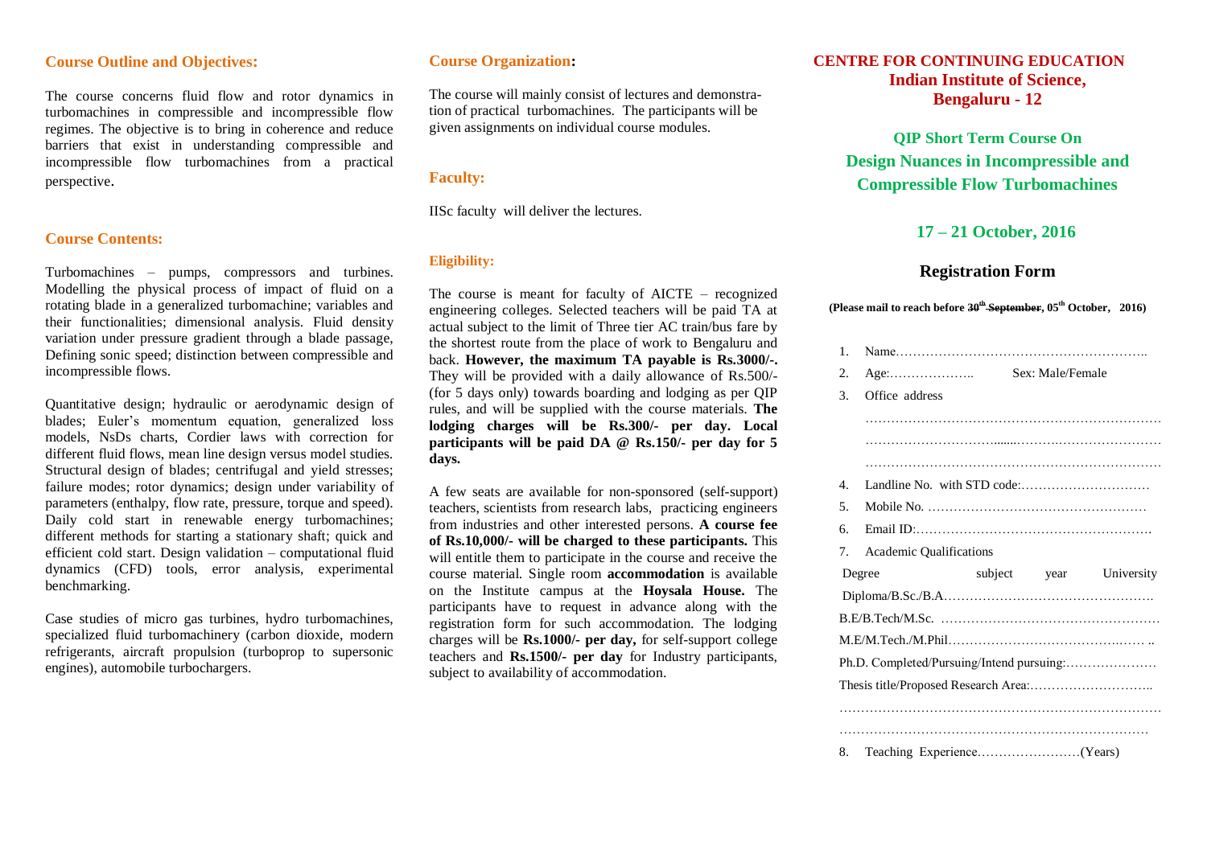## Course Outline and Objectives:

The course concerns fluid flow and rotor dynamics in turbomachines in compressible and incompressible flow regimes. The objective is to bring in coherence and reduce barriers that exist in understanding compressible and incompressible flow turbomachines from a practical perspective.

## Course Contents:

Turbomachines – pumps, compressors and turbines. Modelling the physical process of impact of fluid on a rotating blade in a generalized turbomachine; variables and their functionalities; dimensional analysis. Fluid density variation under pressure gradient through a blade passage, Defining sonic speed; distinction between compressible and incompressible flows.

Quantitative design; hydraulic or aerodynamic design of blades; Euler's momentum equation, generalized loss models, NsDs charts, Cordier laws with correction for different fluid flows, mean line design versus model studies. Structural design of blades; centrifugal and yield stresses; failure modes; rotor dynamics; design under variability of parameters (enthalpy, flow rate, pressure, torque and speed). Daily cold start in renewable energy turbomachines; different methods for starting a stationary shaft; quick and efficient cold start. Design validation – computational fluid dynamics (CFD) tools, error analysis, experimental benchmarking.

Case studies of micro gas turbines, hydro turbomachines, specialized fluid turbomachinery (carbon dioxide, modern refrigerants, aircraft propulsion (turboprop to supersonic engines), automobile turbochargers.

## Course Organization:

The course will mainly consist of lectures and demonstration of practical turbomachines. The participants will be given assignments on individual course modules.

## Faculty:

IISc faculty will deliver the lectures.

## Eligibility:

The course is meant for faculty of AICTE – recognized engineering colleges. Selected teachers will be paid TA at actual subject to the limit of Three tier AC train/bus fare by the shortest route from the place of work to Bengaluru and back. **However, the maximum TA payable is Rs.3000/-.** They will be provided with a daily allowance of Rs.500/- (for 5 days only) towards boarding and lodging as per QIP rules, and will be supplied with the course materials. **The lodging charges will be Rs.300/- per day. Local participants will be paid DA @ Rs.150/- per day for 5 days.**

A few seats are available for non-sponsored (self-support) teachers, scientists from research labs, practicing engineers from industries and other interested persons. **A course fee of Rs.10,000/- will be charged to these participants.** This will entitle them to participate in the course and receive the course material. Single room **accommodation** is available on the Institute campus at the **Hoysala House.** The participants have to request in advance along with the registration form for such accommodation. The lodging charges will be **Rs.1000/- per day,** for self-support college teachers and **Rs.1500/- per day** for Industry participants, subject to availability of accommodation.

# CENTRE FOR CONTINUING EDUCATION
## Indian Institute of Science, Bengaluru - 12

## QIP Short Term Course On Design Nuances in Incompressible and Compressible Flow Turbomachines

### 17 – 21 October, 2016

## Registration Form

**(Please mail to reach before ~~30th September~~, 05th October, 2016)**

1. Name…………………………………………………..
2. Age:……………….. Sex: Male/Female
3. Office address
   ……………………………………………………………
   ……………………………………………………………
   ……………………………………………………………
4. Landline No. with STD code:…………………………
5. Mobile No. ……………………………………………
6. Email ID:………………………………………………
7. Academic Qualifications

Degree subject year University

Diploma/B.Sc./B.A…………………………………………

B.E/B.Tech/M.Sc. ……………………………………………

M.E/M.Tech./M.Phil……………………………………… ..

Ph.D. Completed/Pursuing/Intend pursuing:…………………

Thesis title/Proposed Research Area:………………………..

………………………………………………………………

………………………………………………………………

8. Teaching Experience……………………(Years)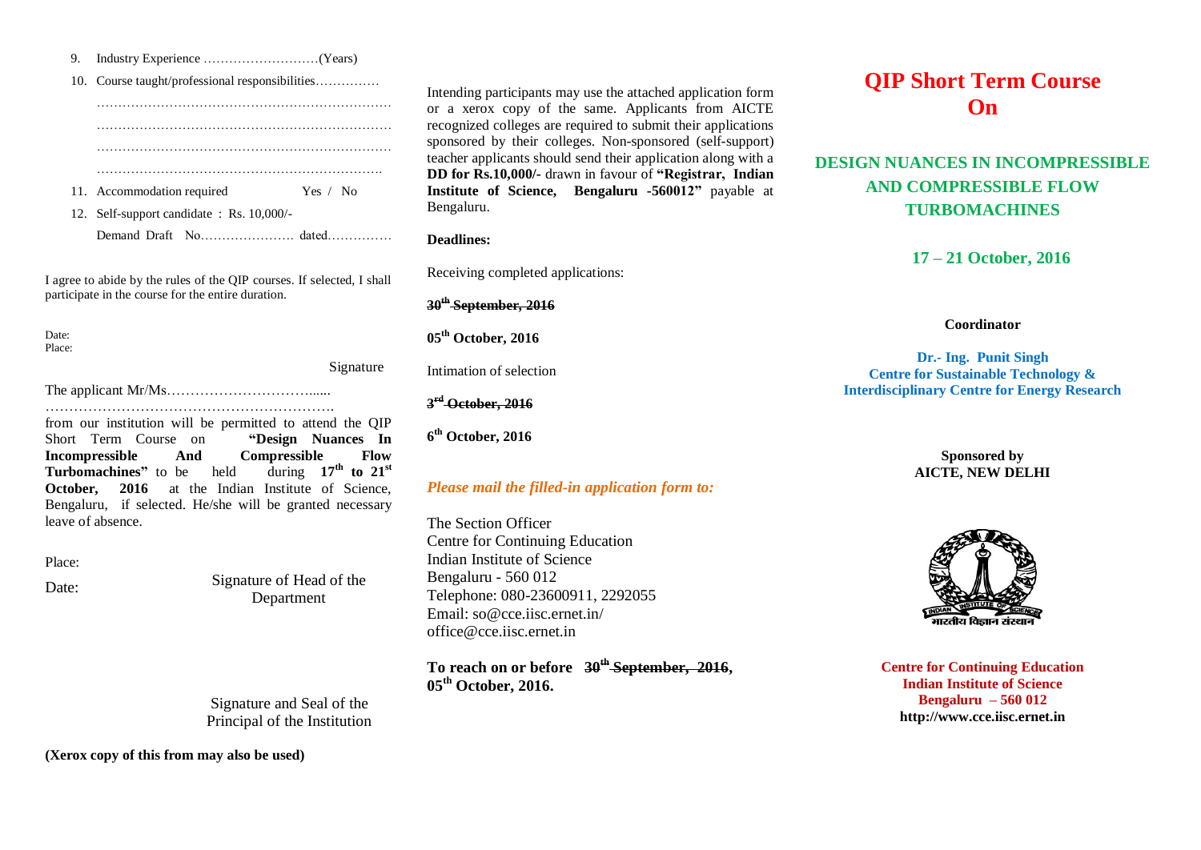9. Industry Experience ……………………….(Years)
10. Course taught/professional responsibilities……………

    ……………………………………………………………
    ……………………………………………………………
    ……………………………………………………………
    ………………………………………………………….
11. Accommodation required Yes / No
12. Self-support candidate : Rs. 10,000/-

    Demand Draft No…………………. dated……………

I agree to abide by the rules of the QIP courses. If selected, I shall participate in the course for the entire duration.

Date:
Place:

Signature

The applicant Mr/Ms………………………….....
…………………………………………………….
from our institution will be permitted to attend the QIP Short Term Course on **"Design Nuances In Incompressible And Compressible Flow Turbomachines"** to be held during **17th to 21st October, 2016** at the Indian Institute of Science, Bengaluru, if selected. He/she will be granted necessary leave of absence.

Place:

Date:

Signature of Head of the Department

Signature and Seal of the Principal of the Institution

**(Xerox copy of this from may also be used)**

Intending participants may use the attached application form or a xerox copy of the same. Applicants from AICTE recognized colleges are required to submit their applications sponsored by their colleges. Non-sponsored (self-support) teacher applicants should send their application along with a **DD for Rs.10,000/-** drawn in favour of **"Registrar, Indian Institute of Science, Bengaluru -560012"** payable at Bengaluru.

**Deadlines:**

Receiving completed applications:

~~**30th September, 2016**~~

**05th October, 2016**

Intimation of selection

~~**3rd October, 2016**~~

**6th October, 2016**

***Please mail the filled-in application form to:***

The Section Officer
Centre for Continuing Education
Indian Institute of Science
Bengaluru - 560 012
Telephone: 080-23600911, 2292055
Email: so@cce.iisc.ernet.in/
office@cce.iisc.ernet.in

**To reach on or before ~~30th September, 2016~~, 05th October, 2016.**

# QIP Short Term Course On

## DESIGN NUANCES IN INCOMPRESSIBLE AND COMPRESSIBLE FLOW TURBOMACHINES

### 17 – 21 October, 2016

**Coordinator**

**Dr.- Ing. Punit Singh**
**Centre for Sustainable Technology & Interdisciplinary Centre for Energy Research**

**Sponsored by**
**AICTE, NEW DELHI**

INDIAN INSTITUTE OF SCIENCE
भारतीय विज्ञान संस्थान

**Centre for Continuing Education**
**Indian Institute of Science**
**Bengaluru – 560 012**
**http://www.cce.iisc.ernet.in**